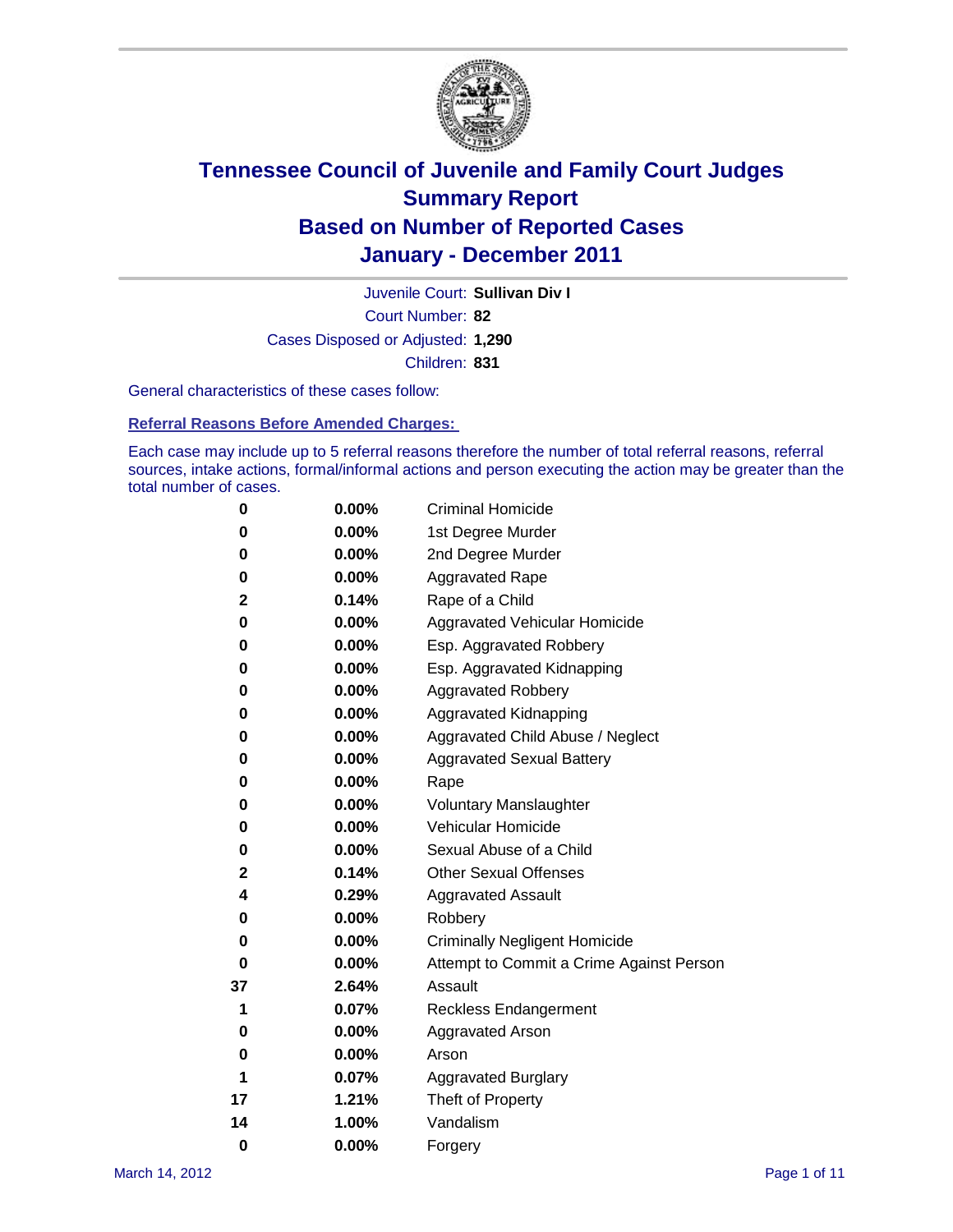# Tennessee Council of Juvenile and Family Court Judges
## Summary Report
## Based on Number of Reported Cases
## January - December 2011

Juvenile Court: **Sullivan Div I**

Court Number: **82**

Cases Disposed or Adjusted: **1,290**

Children: **831**

General characteristics of these cases follow:

### Referral Reasons Before Amended Charges:

Each case may include up to 5 referral reasons therefore the number of total referral reasons, referral sources, intake actions, formal/informal actions and person executing the action may be greater than the total number of cases.

| | | |
|---|---|---|
| 0 | 0.00% | Criminal Homicide |
| 0 | 0.00% | 1st Degree Murder |
| 0 | 0.00% | 2nd Degree Murder |
| 0 | 0.00% | Aggravated Rape |
| 2 | 0.14% | Rape of a Child |
| 0 | 0.00% | Aggravated Vehicular Homicide |
| 0 | 0.00% | Esp. Aggravated Robbery |
| 0 | 0.00% | Esp. Aggravated Kidnapping |
| 0 | 0.00% | Aggravated Robbery |
| 0 | 0.00% | Aggravated Kidnapping |
| 0 | 0.00% | Aggravated Child Abuse / Neglect |
| 0 | 0.00% | Aggravated Sexual Battery |
| 0 | 0.00% | Rape |
| 0 | 0.00% | Voluntary Manslaughter |
| 0 | 0.00% | Vehicular Homicide |
| 0 | 0.00% | Sexual Abuse of a Child |
| 2 | 0.14% | Other Sexual Offenses |
| 4 | 0.29% | Aggravated Assault |
| 0 | 0.00% | Robbery |
| 0 | 0.00% | Criminally Negligent Homicide |
| 0 | 0.00% | Attempt to Commit a Crime Against Person |
| 37 | 2.64% | Assault |
| 1 | 0.07% | Reckless Endangerment |
| 0 | 0.00% | Aggravated Arson |
| 0 | 0.00% | Arson |
| 1 | 0.07% | Aggravated Burglary |
| 17 | 1.21% | Theft of Property |
| 14 | 1.00% | Vandalism |
| 0 | 0.00% | Forgery |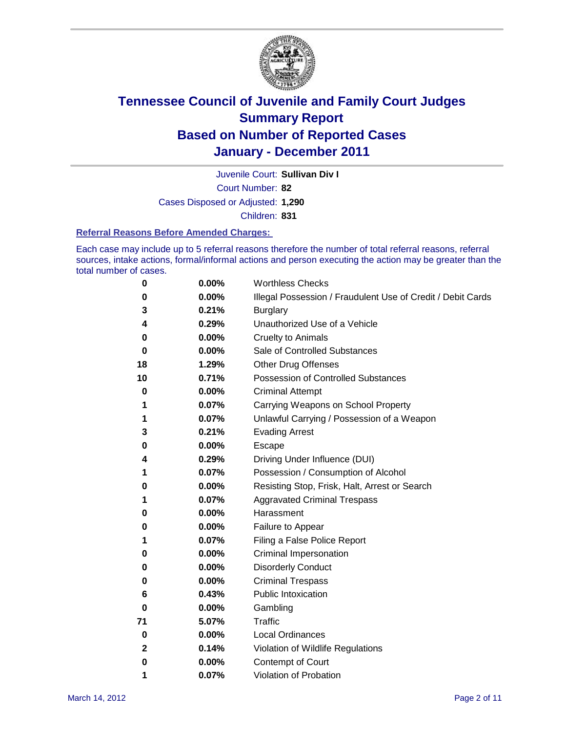# Tennessee Council of Juvenile and Family Court Judges
## Summary Report
## Based on Number of Reported Cases
## January - December 2011

Juvenile Court: **Sullivan Div I**

Court Number: **82**

Cases Disposed or Adjusted: **1,290**

Children: **831**

### Referral Reasons Before Amended Charges:

Each case may include up to 5 referral reasons therefore the number of total referral reasons, referral sources, intake actions, formal/informal actions and person executing the action may be greater than the total number of cases.

| Count | Percent | Referral Reason |
|---|---|---|
| 0 | 0.00% | Worthless Checks |
| 0 | 0.00% | Illegal Possession / Fraudulent Use of Credit / Debit Cards |
| 3 | 0.21% | Burglary |
| 4 | 0.29% | Unauthorized Use of a Vehicle |
| 0 | 0.00% | Cruelty to Animals |
| 0 | 0.00% | Sale of Controlled Substances |
| 18 | 1.29% | Other Drug Offenses |
| 10 | 0.71% | Possession of Controlled Substances |
| 0 | 0.00% | Criminal Attempt |
| 1 | 0.07% | Carrying Weapons on School Property |
| 1 | 0.07% | Unlawful Carrying / Possession of a Weapon |
| 3 | 0.21% | Evading Arrest |
| 0 | 0.00% | Escape |
| 4 | 0.29% | Driving Under Influence (DUI) |
| 1 | 0.07% | Possession / Consumption of Alcohol |
| 0 | 0.00% | Resisting Stop, Frisk, Halt, Arrest or Search |
| 1 | 0.07% | Aggravated Criminal Trespass |
| 0 | 0.00% | Harassment |
| 0 | 0.00% | Failure to Appear |
| 1 | 0.07% | Filing a False Police Report |
| 0 | 0.00% | Criminal Impersonation |
| 0 | 0.00% | Disorderly Conduct |
| 0 | 0.00% | Criminal Trespass |
| 6 | 0.43% | Public Intoxication |
| 0 | 0.00% | Gambling |
| 71 | 5.07% | Traffic |
| 0 | 0.00% | Local Ordinances |
| 2 | 0.14% | Violation of Wildlife Regulations |
| 0 | 0.00% | Contempt of Court |
| 1 | 0.07% | Violation of Probation |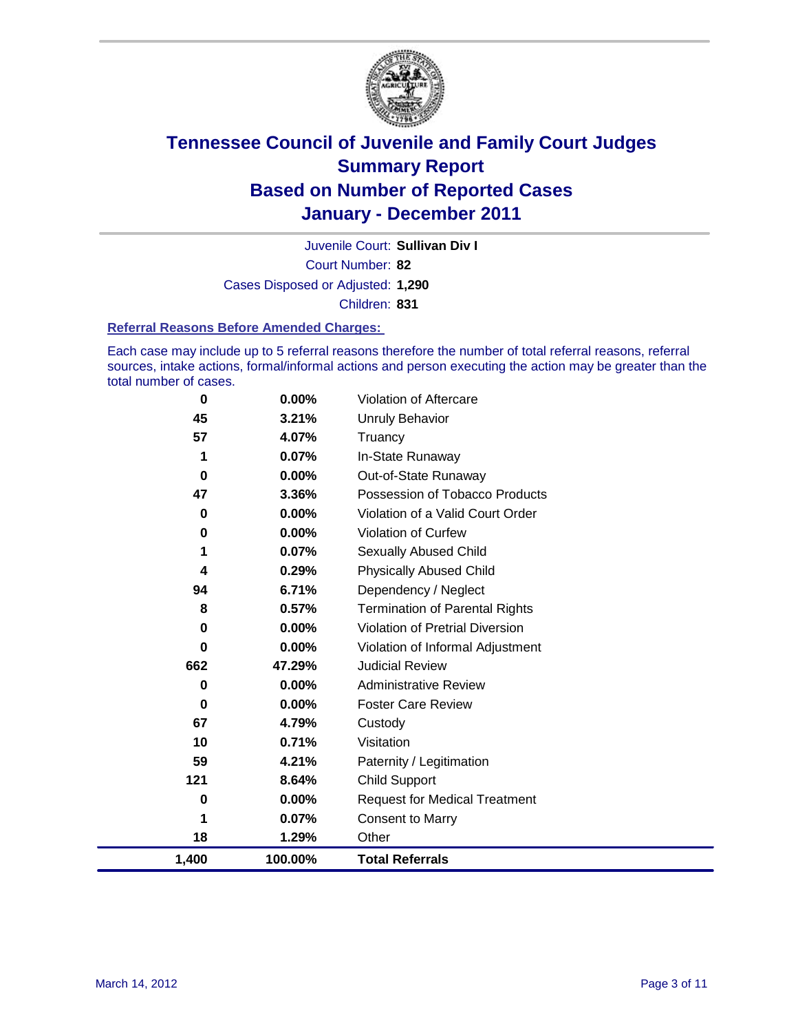# Tennessee Council of Juvenile and Family Court Judges
## Summary Report
## Based on Number of Reported Cases
## January - December 2011

Juvenile Court: **Sullivan Div I**

Court Number: **82**

Cases Disposed or Adjusted: **1,290**

Children: **831**

### Referral Reasons Before Amended Charges:

Each case may include up to 5 referral reasons therefore the number of total referral reasons, referral sources, intake actions, formal/informal actions and person executing the action may be greater than the total number of cases.

| Count | Percent | Referral Reason |
|---|---|---|
| 0 | 0.00% | Violation of Aftercare |
| 45 | 3.21% | Unruly Behavior |
| 57 | 4.07% | Truancy |
| 1 | 0.07% | In-State Runaway |
| 0 | 0.00% | Out-of-State Runaway |
| 47 | 3.36% | Possession of Tobacco Products |
| 0 | 0.00% | Violation of a Valid Court Order |
| 0 | 0.00% | Violation of Curfew |
| 1 | 0.07% | Sexually Abused Child |
| 4 | 0.29% | Physically Abused Child |
| 94 | 6.71% | Dependency / Neglect |
| 8 | 0.57% | Termination of Parental Rights |
| 0 | 0.00% | Violation of Pretrial Diversion |
| 0 | 0.00% | Violation of Informal Adjustment |
| 662 | 47.29% | Judicial Review |
| 0 | 0.00% | Administrative Review |
| 0 | 0.00% | Foster Care Review |
| 67 | 4.79% | Custody |
| 10 | 0.71% | Visitation |
| 59 | 4.21% | Paternity / Legitimation |
| 121 | 8.64% | Child Support |
| 0 | 0.00% | Request for Medical Treatment |
| 1 | 0.07% | Consent to Marry |
| 18 | 1.29% | Other |
| **1,400** | **100.00%** | **Total Referrals** |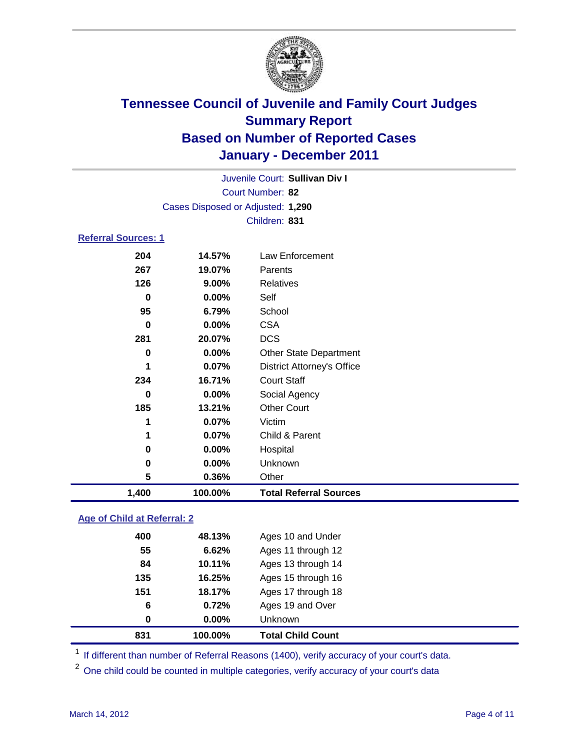# Tennessee Council of Juvenile and Family Court Judges
## Summary Report
## Based on Number of Reported Cases
## January - December 2011

Juvenile Court: **Sullivan Div I**
Court Number: **82**
Cases Disposed or Adjusted: **1,290**
Children: **831**

### Referral Sources: 1

| | | |
|---|---|---|
| 204 | 14.57% | Law Enforcement |
| 267 | 19.07% | Parents |
| 126 | 9.00% | Relatives |
| 0 | 0.00% | Self |
| 95 | 6.79% | School |
| 0 | 0.00% | CSA |
| 281 | 20.07% | DCS |
| 0 | 0.00% | Other State Department |
| 1 | 0.07% | District Attorney's Office |
| 234 | 16.71% | Court Staff |
| 0 | 0.00% | Social Agency |
| 185 | 13.21% | Other Court |
| 1 | 0.07% | Victim |
| 1 | 0.07% | Child & Parent |
| 0 | 0.00% | Hospital |
| 0 | 0.00% | Unknown |
| 5 | 0.36% | Other |
| **1,400** | **100.00%** | **Total Referral Sources** |

### Age of Child at Referral: 2

| | | |
|---|---|---|
| 400 | 48.13% | Ages 10 and Under |
| 55 | 6.62% | Ages 11 through 12 |
| 84 | 10.11% | Ages 13 through 14 |
| 135 | 16.25% | Ages 15 through 16 |
| 151 | 18.17% | Ages 17 through 18 |
| 6 | 0.72% | Ages 19 and Over |
| 0 | 0.00% | Unknown |
| **831** | **100.00%** | **Total Child Count** |

[1] If different than number of Referral Reasons (1400), verify accuracy of your court's data.

[2] One child could be counted in multiple categories, verify accuracy of your court's data

March 14, 2012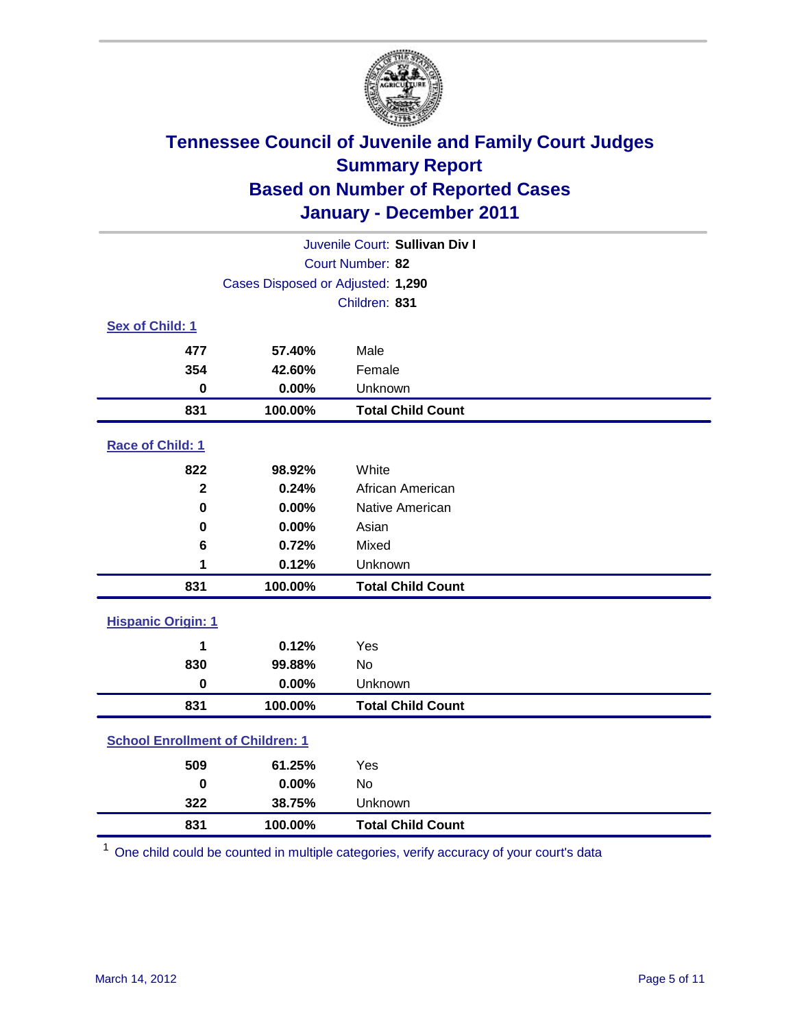# Tennessee Council of Juvenile and Family Court Judges
## Summary Report
## Based on Number of Reported Cases
## January - December 2011

Juvenile Court: **Sullivan Div I**
Court Number: **82**
Cases Disposed or Adjusted: **1,290**
Children: **831**

### Sex of Child: 1

| | | |
|---|---|---|
| 477 | 57.40% | Male |
| 354 | 42.60% | Female |
| 0 | 0.00% | Unknown |
| **831** | **100.00%** | **Total Child Count** |

### Race of Child: 1

| | | |
|---|---|---|
| 822 | 98.92% | White |
| 2 | 0.24% | African American |
| 0 | 0.00% | Native American |
| 0 | 0.00% | Asian |
| 6 | 0.72% | Mixed |
| 1 | 0.12% | Unknown |
| **831** | **100.00%** | **Total Child Count** |

### Hispanic Origin: 1

| | | |
|---|---|---|
| 1 | 0.12% | Yes |
| 830 | 99.88% | No |
| 0 | 0.00% | Unknown |
| **831** | **100.00%** | **Total Child Count** |

### School Enrollment of Children: 1

| | | |
|---|---|---|
| 509 | 61.25% | Yes |
| 0 | 0.00% | No |
| 322 | 38.75% | Unknown |
| **831** | **100.00%** | **Total Child Count** |

[1] One child could be counted in multiple categories, verify accuracy of your court's data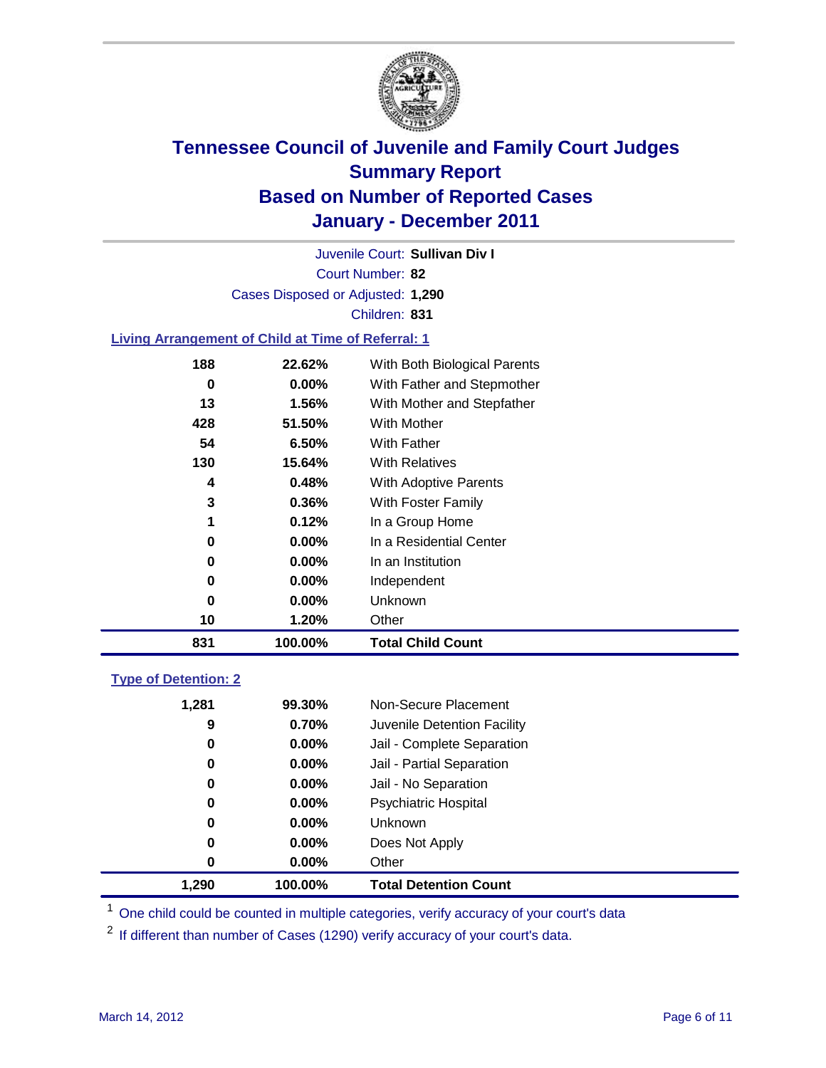# Tennessee Council of Juvenile and Family Court Judges
## Summary Report
## Based on Number of Reported Cases
## January - December 2011

Juvenile Court: **Sullivan Div I**

Court Number: **82**

Cases Disposed or Adjusted: **1,290**

Children: **831**

### Living Arrangement of Child at Time of Referral: 1

| | | |
|---|---|---|
| 188 | 22.62% | With Both Biological Parents |
| 0 | 0.00% | With Father and Stepmother |
| 13 | 1.56% | With Mother and Stepfather |
| 428 | 51.50% | With Mother |
| 54 | 6.50% | With Father |
| 130 | 15.64% | With Relatives |
| 4 | 0.48% | With Adoptive Parents |
| 3 | 0.36% | With Foster Family |
| 1 | 0.12% | In a Group Home |
| 0 | 0.00% | In a Residential Center |
| 0 | 0.00% | In an Institution |
| 0 | 0.00% | Independent |
| 0 | 0.00% | Unknown |
| 10 | 1.20% | Other |
| **831** | **100.00%** | **Total Child Count** |

### Type of Detention: 2

| | | |
|---|---|---|
| 1,281 | 99.30% | Non-Secure Placement |
| 9 | 0.70% | Juvenile Detention Facility |
| 0 | 0.00% | Jail - Complete Separation |
| 0 | 0.00% | Jail - Partial Separation |
| 0 | 0.00% | Jail - No Separation |
| 0 | 0.00% | Psychiatric Hospital |
| 0 | 0.00% | Unknown |
| 0 | 0.00% | Does Not Apply |
| 0 | 0.00% | Other |
| **1,290** | **100.00%** | **Total Detention Count** |

[1] One child could be counted in multiple categories, verify accuracy of your court's data

[2] If different than number of Cases (1290) verify accuracy of your court's data.

March 14, 2012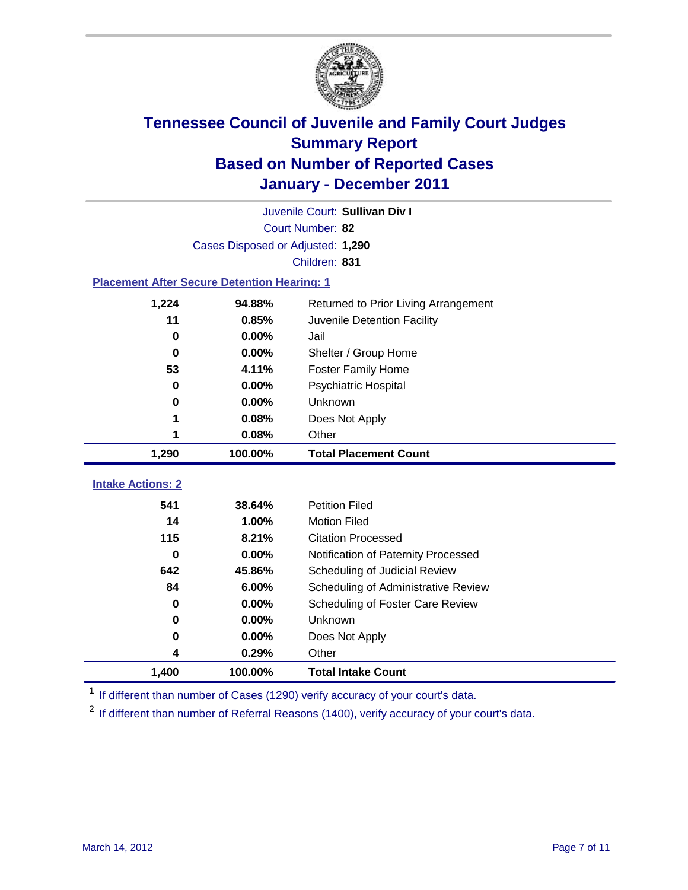# Tennessee Council of Juvenile and Family Court Judges
## Summary Report
## Based on Number of Reported Cases
## January - December 2011

Juvenile Court: **Sullivan Div I**

Court Number: **82**

Cases Disposed or Adjusted: **1,290**

Children: **831**

### Placement After Secure Detention Hearing: 1

| Count | Percent | Placement |
|---|---|---|
| 1,224 | 94.88% | Returned to Prior Living Arrangement |
| 11 | 0.85% | Juvenile Detention Facility |
| 0 | 0.00% | Jail |
| 0 | 0.00% | Shelter / Group Home |
| 53 | 4.11% | Foster Family Home |
| 0 | 0.00% | Psychiatric Hospital |
| 0 | 0.00% | Unknown |
| 1 | 0.08% | Does Not Apply |
| 1 | 0.08% | Other |
| **1,290** | **100.00%** | **Total Placement Count** |

### Intake Actions: 2

| Count | Percent | Intake Action |
|---|---|---|
| 541 | 38.64% | Petition Filed |
| 14 | 1.00% | Motion Filed |
| 115 | 8.21% | Citation Processed |
| 0 | 0.00% | Notification of Paternity Processed |
| 642 | 45.86% | Scheduling of Judicial Review |
| 84 | 6.00% | Scheduling of Administrative Review |
| 0 | 0.00% | Scheduling of Foster Care Review |
| 0 | 0.00% | Unknown |
| 0 | 0.00% | Does Not Apply |
| 4 | 0.29% | Other |
| **1,400** | **100.00%** | **Total Intake Count** |

[1] If different than number of Cases (1290) verify accuracy of your court's data.

[2] If different than number of Referral Reasons (1400), verify accuracy of your court's data.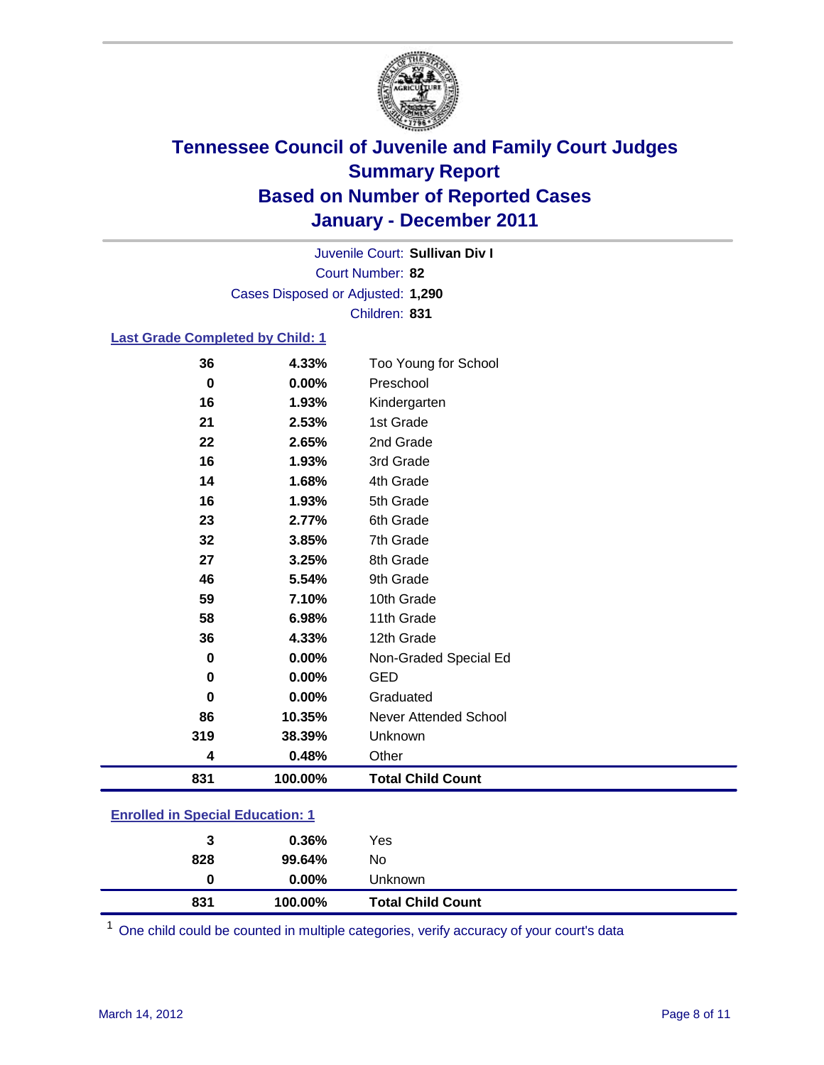# Tennessee Council of Juvenile and Family Court Judges
## Summary Report
## Based on Number of Reported Cases
## January - December 2011

Juvenile Court: **Sullivan Div I**
Court Number: **82**
Cases Disposed or Adjusted: **1,290**
Children: **831**

### Last Grade Completed by Child: 1

| | | |
|---|---|---|
| 36 | 4.33% | Too Young for School |
| 0 | 0.00% | Preschool |
| 16 | 1.93% | Kindergarten |
| 21 | 2.53% | 1st Grade |
| 22 | 2.65% | 2nd Grade |
| 16 | 1.93% | 3rd Grade |
| 14 | 1.68% | 4th Grade |
| 16 | 1.93% | 5th Grade |
| 23 | 2.77% | 6th Grade |
| 32 | 3.85% | 7th Grade |
| 27 | 3.25% | 8th Grade |
| 46 | 5.54% | 9th Grade |
| 59 | 7.10% | 10th Grade |
| 58 | 6.98% | 11th Grade |
| 36 | 4.33% | 12th Grade |
| 0 | 0.00% | Non-Graded Special Ed |
| 0 | 0.00% | GED |
| 0 | 0.00% | Graduated |
| 86 | 10.35% | Never Attended School |
| 319 | 38.39% | Unknown |
| 4 | 0.48% | Other |
| **831** | **100.00%** | **Total Child Count** |

### Enrolled in Special Education: 1

| | | |
|---|---|---|
| 3 | 0.36% | Yes |
| 828 | 99.64% | No |
| 0 | 0.00% | Unknown |
| **831** | **100.00%** | **Total Child Count** |

[1] One child could be counted in multiple categories, verify accuracy of your court's data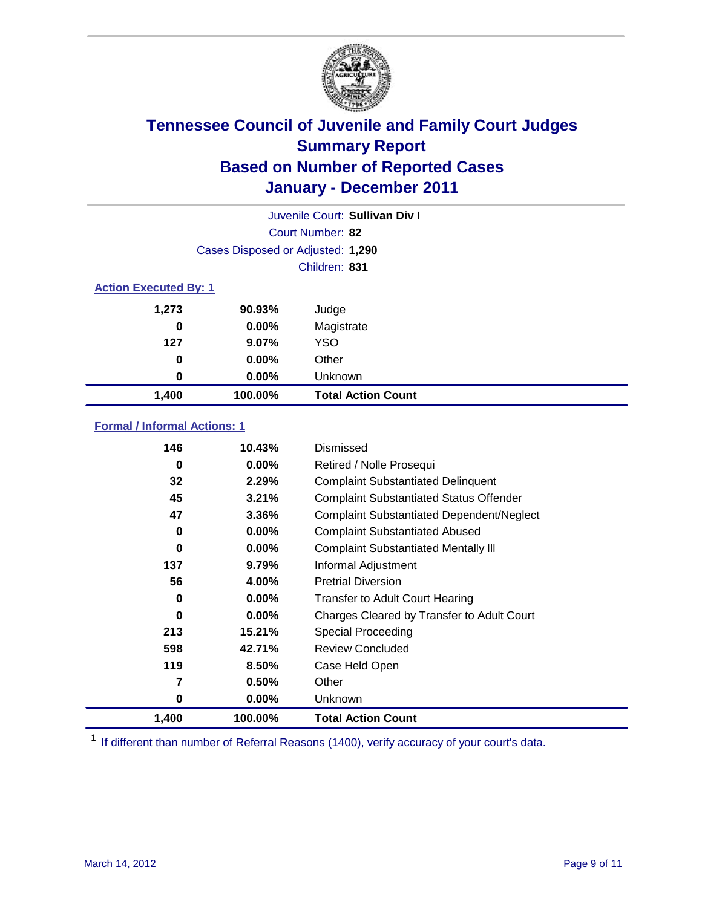# Tennessee Council of Juvenile and Family Court Judges
## Summary Report
## Based on Number of Reported Cases
## January - December 2011

Juvenile Court: **Sullivan Div I**

Court Number: **82**

Cases Disposed or Adjusted: **1,290**

Children: **831**

### Action Executed By: 1

| | | |
|---|---|---|
| 1,273 | 90.93% | Judge |
| 0 | 0.00% | Magistrate |
| 127 | 9.07% | YSO |
| 0 | 0.00% | Other |
| 0 | 0.00% | Unknown |
| **1,400** | **100.00%** | **Total Action Count** |

### Formal / Informal Actions: 1

| | | |
|---|---|---|
| 146 | 10.43% | Dismissed |
| 0 | 0.00% | Retired / Nolle Prosequi |
| 32 | 2.29% | Complaint Substantiated Delinquent |
| 45 | 3.21% | Complaint Substantiated Status Offender |
| 47 | 3.36% | Complaint Substantiated Dependent/Neglect |
| 0 | 0.00% | Complaint Substantiated Abused |
| 0 | 0.00% | Complaint Substantiated Mentally Ill |
| 137 | 9.79% | Informal Adjustment |
| 56 | 4.00% | Pretrial Diversion |
| 0 | 0.00% | Transfer to Adult Court Hearing |
| 0 | 0.00% | Charges Cleared by Transfer to Adult Court |
| 213 | 15.21% | Special Proceeding |
| 598 | 42.71% | Review Concluded |
| 119 | 8.50% | Case Held Open |
| 7 | 0.50% | Other |
| 0 | 0.00% | Unknown |
| **1,400** | **100.00%** | **Total Action Count** |

[1] If different than number of Referral Reasons (1400), verify accuracy of your court's data.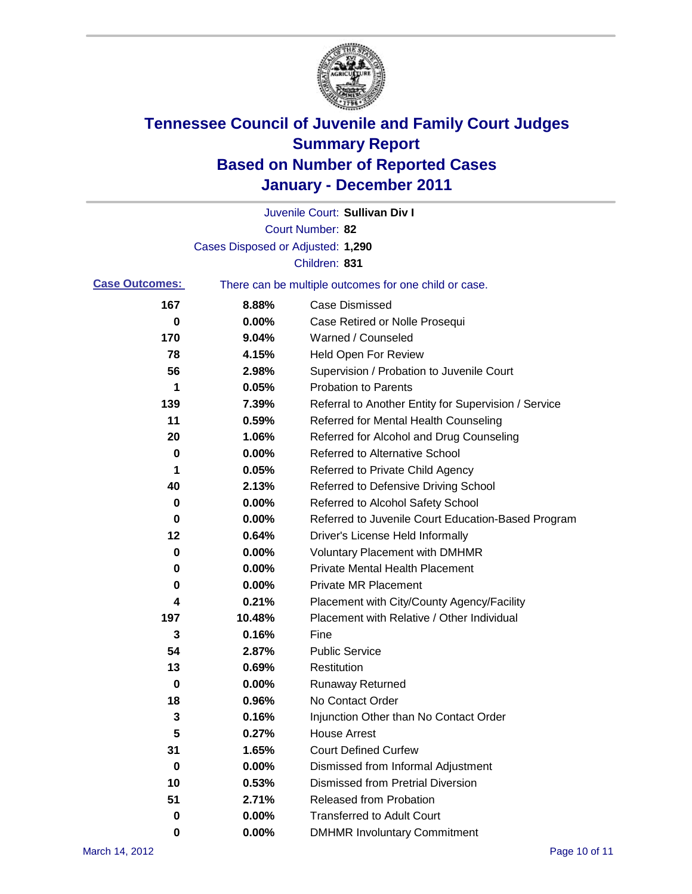# Tennessee Council of Juvenile and Family Court Judges
# Summary Report
# Based on Number of Reported Cases
# January - December 2011

Juvenile Court: **Sullivan Div I**

Court Number: **82**

Cases Disposed or Adjusted: **1,290**

Children: **831**

**Case Outcomes:** There can be multiple outcomes for one child or case.

| | | |
|---|---|---|
| 167 | 8.88% | Case Dismissed |
| 0 | 0.00% | Case Retired or Nolle Prosequi |
| 170 | 9.04% | Warned / Counseled |
| 78 | 4.15% | Held Open For Review |
| 56 | 2.98% | Supervision / Probation to Juvenile Court |
| 1 | 0.05% | Probation to Parents |
| 139 | 7.39% | Referral to Another Entity for Supervision / Service |
| 11 | 0.59% | Referred for Mental Health Counseling |
| 20 | 1.06% | Referred for Alcohol and Drug Counseling |
| 0 | 0.00% | Referred to Alternative School |
| 1 | 0.05% | Referred to Private Child Agency |
| 40 | 2.13% | Referred to Defensive Driving School |
| 0 | 0.00% | Referred to Alcohol Safety School |
| 0 | 0.00% | Referred to Juvenile Court Education-Based Program |
| 12 | 0.64% | Driver's License Held Informally |
| 0 | 0.00% | Voluntary Placement with DMHMR |
| 0 | 0.00% | Private Mental Health Placement |
| 0 | 0.00% | Private MR Placement |
| 4 | 0.21% | Placement with City/County Agency/Facility |
| 197 | 10.48% | Placement with Relative / Other Individual |
| 3 | 0.16% | Fine |
| 54 | 2.87% | Public Service |
| 13 | 0.69% | Restitution |
| 0 | 0.00% | Runaway Returned |
| 18 | 0.96% | No Contact Order |
| 3 | 0.16% | Injunction Other than No Contact Order |
| 5 | 0.27% | House Arrest |
| 31 | 1.65% | Court Defined Curfew |
| 0 | 0.00% | Dismissed from Informal Adjustment |
| 10 | 0.53% | Dismissed from Pretrial Diversion |
| 51 | 2.71% | Released from Probation |
| 0 | 0.00% | Transferred to Adult Court |
| 0 | 0.00% | DMHMR Involuntary Commitment |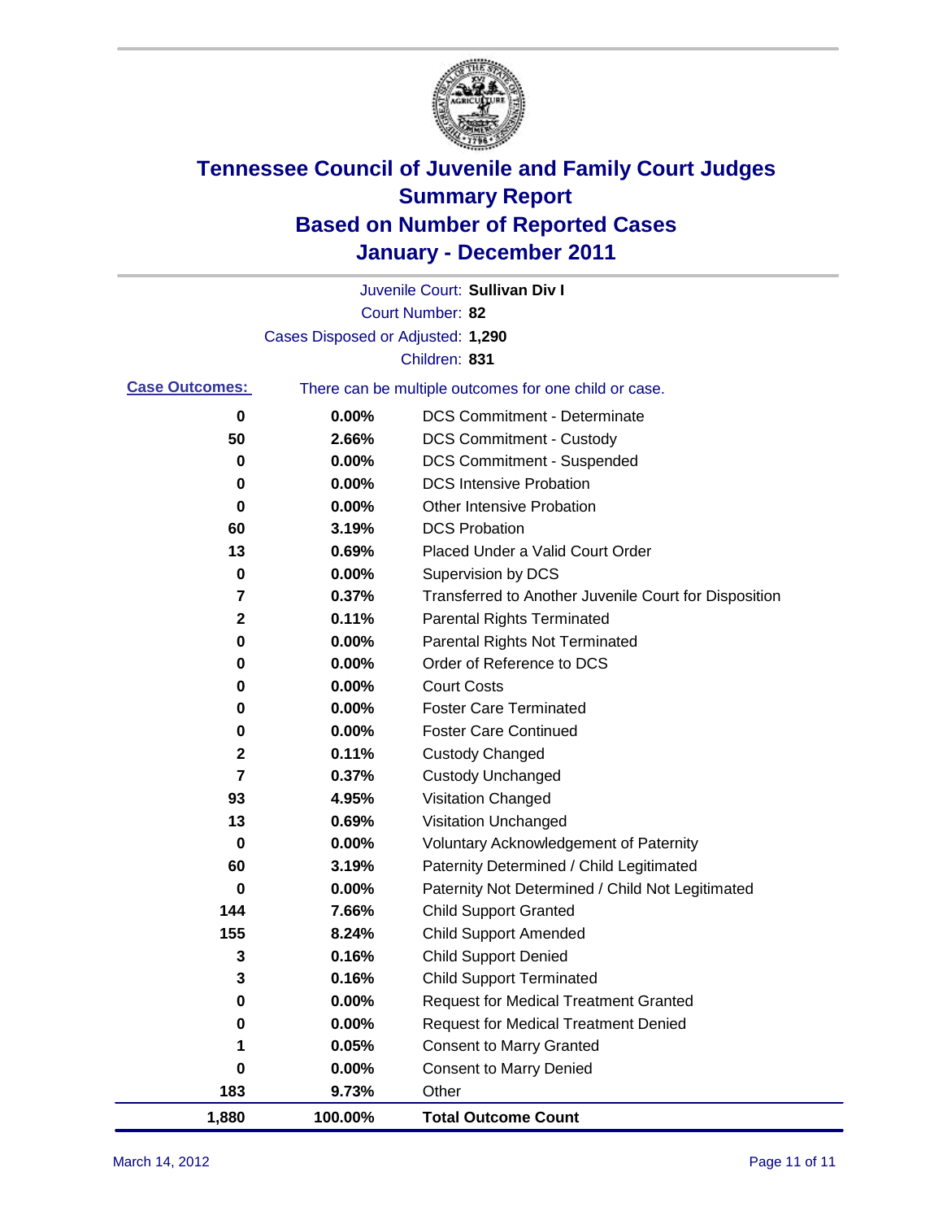# Tennessee Council of Juvenile and Family Court Judges
## Summary Report
## Based on Number of Reported Cases
## January - December 2011

Juvenile Court: **Sullivan Div I**

Court Number: **82**

Cases Disposed or Adjusted: **1,290**

Children: **831**

**Case Outcomes:** There can be multiple outcomes for one child or case.

| | | |
|---|---|---|
| 0 | 0.00% | DCS Commitment - Determinate |
| 50 | 2.66% | DCS Commitment - Custody |
| 0 | 0.00% | DCS Commitment - Suspended |
| 0 | 0.00% | DCS Intensive Probation |
| 0 | 0.00% | Other Intensive Probation |
| 60 | 3.19% | DCS Probation |
| 13 | 0.69% | Placed Under a Valid Court Order |
| 0 | 0.00% | Supervision by DCS |
| 7 | 0.37% | Transferred to Another Juvenile Court for Disposition |
| 2 | 0.11% | Parental Rights Terminated |
| 0 | 0.00% | Parental Rights Not Terminated |
| 0 | 0.00% | Order of Reference to DCS |
| 0 | 0.00% | Court Costs |
| 0 | 0.00% | Foster Care Terminated |
| 0 | 0.00% | Foster Care Continued |
| 2 | 0.11% | Custody Changed |
| 7 | 0.37% | Custody Unchanged |
| 93 | 4.95% | Visitation Changed |
| 13 | 0.69% | Visitation Unchanged |
| 0 | 0.00% | Voluntary Acknowledgement of Paternity |
| 60 | 3.19% | Paternity Determined / Child Legitimated |
| 0 | 0.00% | Paternity Not Determined / Child Not Legitimated |
| 144 | 7.66% | Child Support Granted |
| 155 | 8.24% | Child Support Amended |
| 3 | 0.16% | Child Support Denied |
| 3 | 0.16% | Child Support Terminated |
| 0 | 0.00% | Request for Medical Treatment Granted |
| 0 | 0.00% | Request for Medical Treatment Denied |
| 1 | 0.05% | Consent to Marry Granted |
| 0 | 0.00% | Consent to Marry Denied |
| 183 | 9.73% | Other |
| **1,880** | **100.00%** | **Total Outcome Count** |